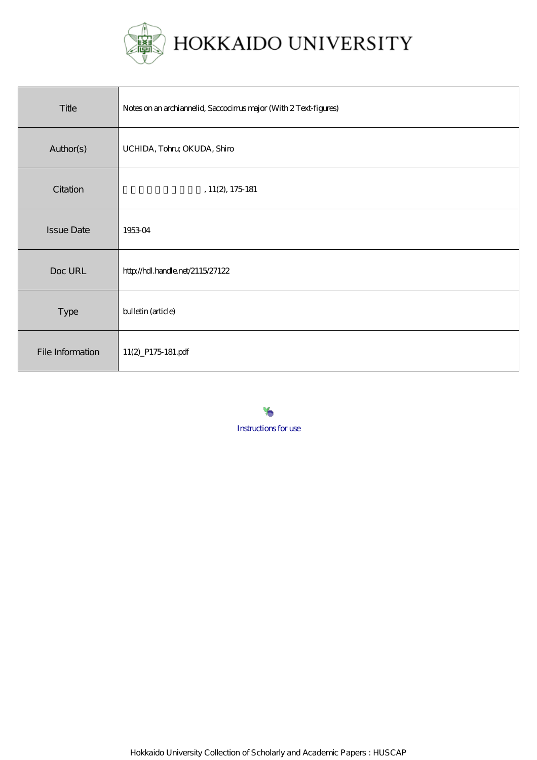HOKKAIDO UNIVERSITY

| Title | Notes on an archiannelid, Saccocirrus major (With 2 Text-figures) |
|---|---|
| Author(s) | UCHIDA, Tohru; OKUDA, Shiro |
| Citation | 北海道大學理學部紀要, 11(2), 175-181 |
| Issue Date | 1953-04 |
| Doc URL | http://hdl.handle.net/2115/27122 |
| Type | bulletin (article) |
| File Information | 11(2)_P175-181.pdf |

Instructions for use

Hokkaido University Collection of Scholarly and Academic Papers : HUSCAP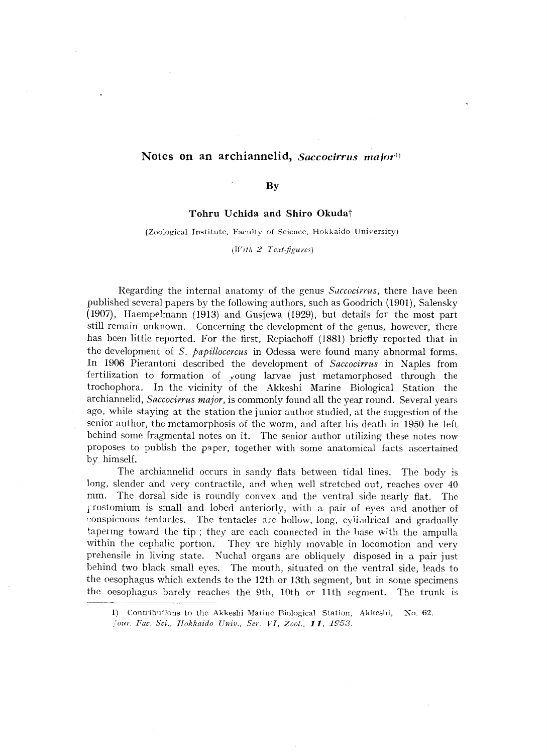# Notes on an archiannelid, *Saccocirrus major*[1]

By

**Tohru Uchida and Shiro Okuda†**

(Zoological Institute, Faculty of Science, Hokkaido University)

(*With 2 Text-figures*)

Regarding the internal anatomy of the genus *Saccocirrus*, there have been published several papers by the following authors, such as Goodrich (1901), Salensky (1907), Haempelmann (1913) and Gusjewa (1929), but details for the most part still remain unknown. Concerning the development of the genus, however, there has been little reported. For the first, Repiachoff (1881) briefly reported that in the development of *S. papillocercus* in Odessa were found many abnormal forms. In 1906 Pierantoni described the development of *Saccocirrus* in Naples from fertilization to formation of young larvae just metamorphosed through the trochophora. In the vicinity of the Akkeshi Marine Biological Station the archiannelid, *Saccocirrus major*, is commonly found all the year round. Several years ago, while staying at the station the junior author studied, at the suggestion of the senior author, the metamorphosis of the worm, and after his death in 1950 he left behind some fragmental notes on it. The senior author utilizing these notes now proposes to publish the paper, together with some anatomical facts ascertained by himself.

The archiannelid occurs in sandy flats between tidal lines. The body is long, slender and very contractile, and when well stretched out, reaches over 40 mm. The dorsal side is roundly convex and the ventral side nearly flat. The prostomium is small and lobed anteriorly, with a pair of eyes and another of conspicuous tentacles. The tentacles are hollow, long, cylindrical and gradually tapering toward the tip; they are each connected in the base with the ampulla within the cephalic portion. They are highly movable in locomotion and very prehensile in living state. Nuchal organs are obliquely disposed in a pair just behind two black small eyes. The mouth, situated on the ventral side, leads to the oesophagus which extends to the 12th or 13th segment, but in some specimens the oesophagus barely reaches the 9th, 10th or 11th segment. The trunk is

1) Contributions to the Akkeshi Marine Biological Station, Akkeshi, No. 62. *Jour. Fac. Sci., Hokkaido Univ., Ser. VI, Zool.*, **11**, 1953.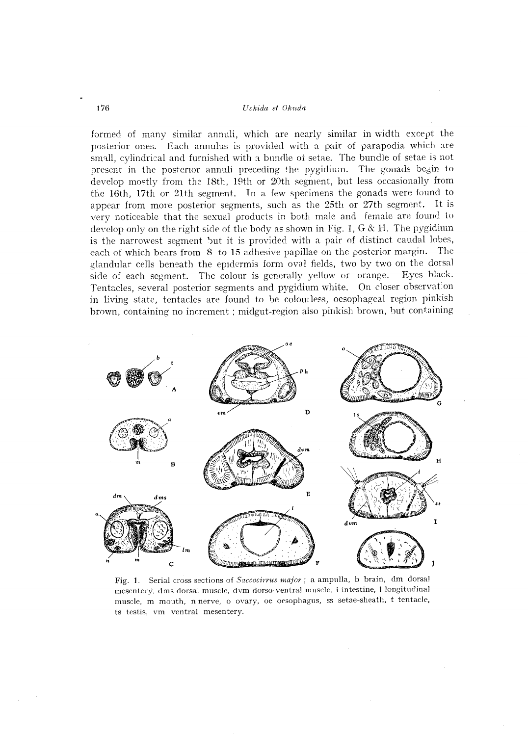formed of many similar annuli, which are nearly similar in width except the posterior ones. Each annulus is provided with a pair of parapodia which are small, cylindrical and furnished with a bundle of setae. The bundle of setae is not present in the posterior annuli preceding the pygidium. The gonads begin to develop mostly from the 18th, 19th or 20th segment, but less occasionally from the 16th, 17th or 21th segment. In a few specimens the gonads were found to appear from more posterior segments, such as the 25th or 27th segment. It is very noticeable that the sexual products in both male and female are found to develop only on the right side of the body as shown in Fig. 1, G & H. The pygidium is the narrowest segment but it is provided with a pair of distinct caudal lobes, each of which bears from 8 to 15 adhesive papillae on the posterior margin. The glandular cells beneath the epidermis form oval fields, two by two on the dorsal side of each segment. The colour is generally yellow or orange. Eyes black. Tentacles, several posterior segments and pygidium white. On closer observation in living state, tentacles are found to be colourless, oesophageal region pinkish brown, containing no increment; midgut-region also pinkish brown, but containing

Fig. 1. Serial cross sections of *Saccocirrus major*; a ampulla, b brain, dm dorsal mesentery, dms dorsal muscle, dvm dorso-ventral muscle, i intestine, l longitudinal muscle, m mouth, n nerve, o ovary, oe oesophagus, ss setae-sheath, t tentacle, ts testis, vm ventral mesentery.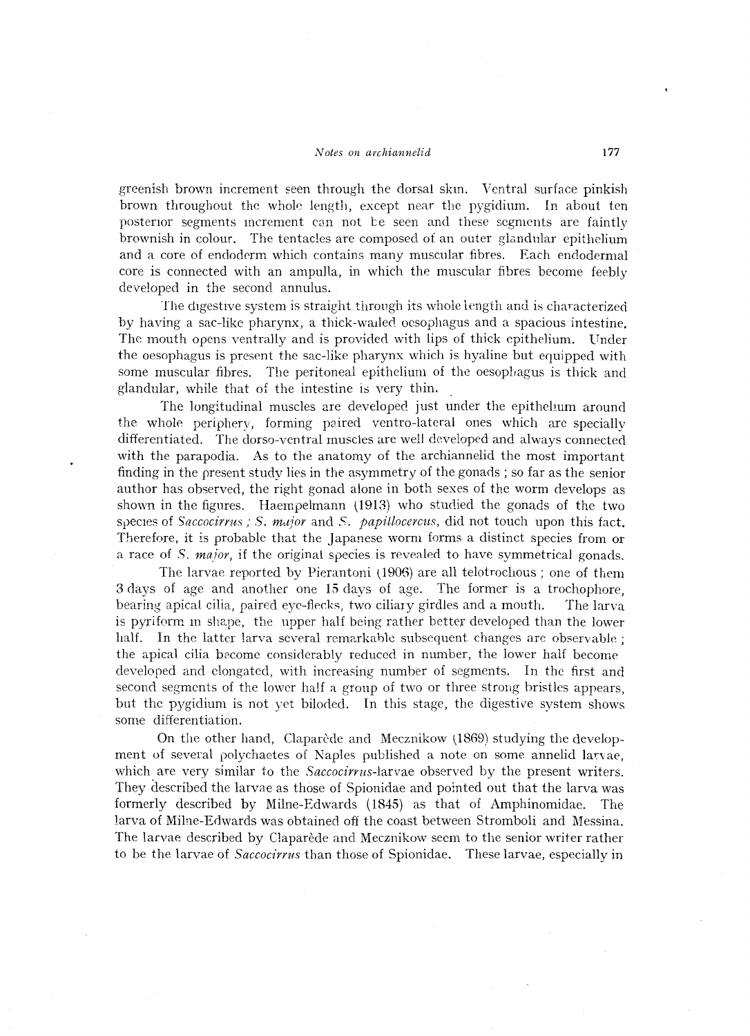greenish brown increment seen through the dorsal skin. Ventral surface pinkish brown throughout the whole length, except near the pygidium. In about ten posterior segments increment can not be seen and these segments are faintly brownish in colour. The tentacles are composed of an outer glandular epithelium and a core of endoderm which contains many muscular fibres. Each endodermal core is connected with an ampulla, in which the muscular fibres become feebly developed in the second annulus.

The digestive system is straight through its whole length and is characterized by having a sac-like pharynx, a thick-walled oesophagus and a spacious intestine. The mouth opens ventrally and is provided with lips of thick epithelium. Under the oesophagus is present the sac-like pharynx which is hyaline but equipped with some muscular fibres. The peritoneal epithelium of the oesophagus is thick and glandular, while that of the intestine is very thin.

The longitudinal muscles are developed just under the epithelium around the whole periphery, forming paired ventro-lateral ones which are specially differentiated. The dorso-ventral muscles are well developed and always connected with the parapodia. As to the anatomy of the archiannelid the most important finding in the present study lies in the asymmetry of the gonads ; so far as the senior author has observed, the right gonad alone in both sexes of the worm develops as shown in the figures. Haempelmann (1913) who studied the gonads of the two species of *Saccocirrus* ; *S. major* and *S. papillocercus*, did not touch upon this fact. Therefore, it is probable that the Japanese worm forms a distinct species from or a race of *S. major*, if the original species is revealed to have symmetrical gonads.

The larvae reported by Pierantoni (1906) are all telotrochous ; one of them 3 days of age and another one 15 days of age. The former is a trochophore, bearing apical cilia, paired eye-flecks, two ciliary girdles and a mouth. The larva is pyriform in shape, the upper half being rather better developed than the lower half. In the latter larva several remarkable subsequent changes are observable ; the apical cilia become considerably reduced in number, the lower half become developed and elongated, with increasing number of segments. In the first and second segments of the lower half a group of two or three strong bristles appears, but the pygidium is not yet biloded. In this stage, the digestive system shows some differentiation.

On the other hand, Claparède and Mecznikow (1869) studying the development of several polychaetes of Naples published a note on some annelid larvae, which are very similar to the *Saccocirrus*-larvae observed by the present writers. They described the larvae as those of Spionidae and pointed out that the larva was formerly described by Milne-Edwards (1845) as that of Amphinomidae. The larva of Milne-Edwards was obtained off the coast between Stromboli and Messina. The larvae described by Claparède and Mecznikow seem to the senior writer rather to be the larvae of *Saccocirrus* than those of Spionidae. These larvae, especially in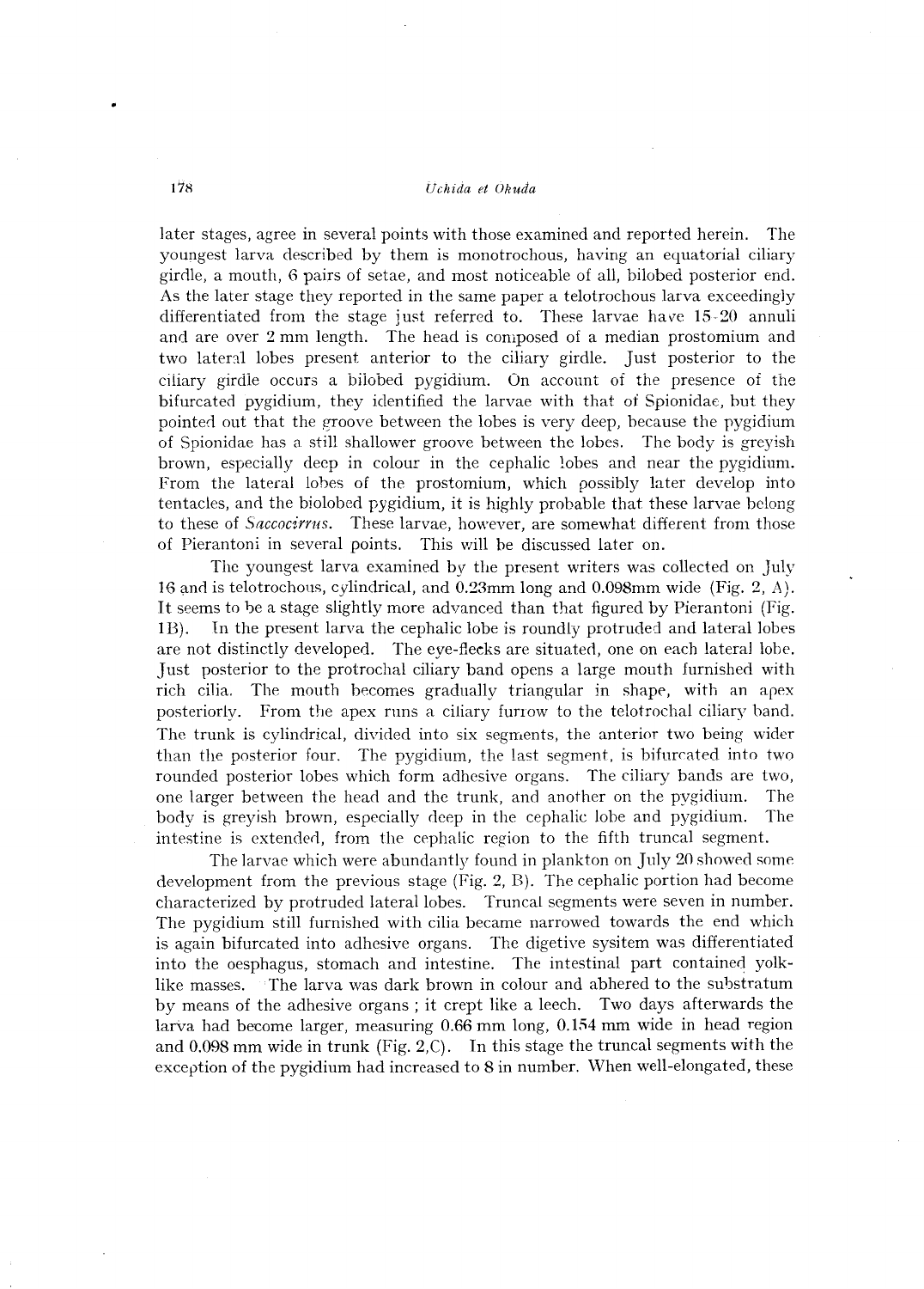later stages, agree in several points with those examined and reported herein. The youngest larva described by them is monotrochous, having an equatorial ciliary girdle, a mouth, 6 pairs of setae, and most noticeable of all, bilobed posterior end. As the later stage they reported in the same paper a telotrochous larva exceedingly differentiated from the stage just referred to. These larvae have 15-20 annuli and are over 2 mm length. The head is composed of a median prostomium and two lateral lobes present anterior to the ciliary girdle. Just posterior to the ciliary girdle occurs a bilobed pygidium. On account of the presence of the bifurcated pygidium, they identified the larvae with that of Spionidae, but they pointed out that the groove between the lobes is very deep, because the pygidium of Spionidae has a still shallower groove between the lobes. The body is greyish brown, especially deep in colour in the cephalic lobes and near the pygidium. From the lateral lobes of the prostomium, which possibly later develop into tentacles, and the biolobed pygidium, it is highly probable that these larvae belong to these of *Saccocirrus*. These larvae, however, are somewhat different from those of Pierantoni in several points. This will be discussed later on.

The youngest larva examined by the present writers was collected on July 16 and is telotrochous, cylindrical, and 0.23mm long and 0.098mm wide (Fig. 2, A). It seems to be a stage slightly more advanced than that figured by Pierantoni (Fig. 1B). In the present larva the cephalic lobe is roundly protruded and lateral lobes are not distinctly developed. The eye-flecks are situated, one on each lateral lobe. Just posterior to the protrochal ciliary band opens a large mouth furnished with rich cilia. The mouth becomes gradually triangular in shape, with an apex posteriorly. From the apex runs a ciliary furrow to the telotrochal ciliary band. The trunk is cylindrical, divided into six segments, the anterior two being wider than the posterior four. The pygidium, the last segment, is bifurcated into two rounded posterior lobes which form adhesive organs. The ciliary bands are two, one larger between the head and the trunk, and another on the pygidium. The body is greyish brown, especially deep in the cephalic lobe and pygidium. The intestine is extended, from the cephalic region to the fifth truncal segment.

The larvae which were abundantly found in plankton on July 20 showed some development from the previous stage (Fig. 2, B). The cephalic portion had become characterized by protruded lateral lobes. Truncal segments were seven in number. The pygidium still furnished with cilia became narrowed towards the end which is again bifurcated into adhesive organs. The digetive sysitem was differentiated into the oesphagus, stomach and intestine. The intestinal part contained yolk-like masses. The larva was dark brown in colour and abhered to the substratum by means of the adhesive organs ; it crept like a leech. Two days afterwards the larva had become larger, measuring 0.66 mm long, 0.154 mm wide in head region and 0.098 mm wide in trunk (Fig. 2,C). In this stage the truncal segments with the exception of the pygidium had increased to 8 in number. When well-elongated, these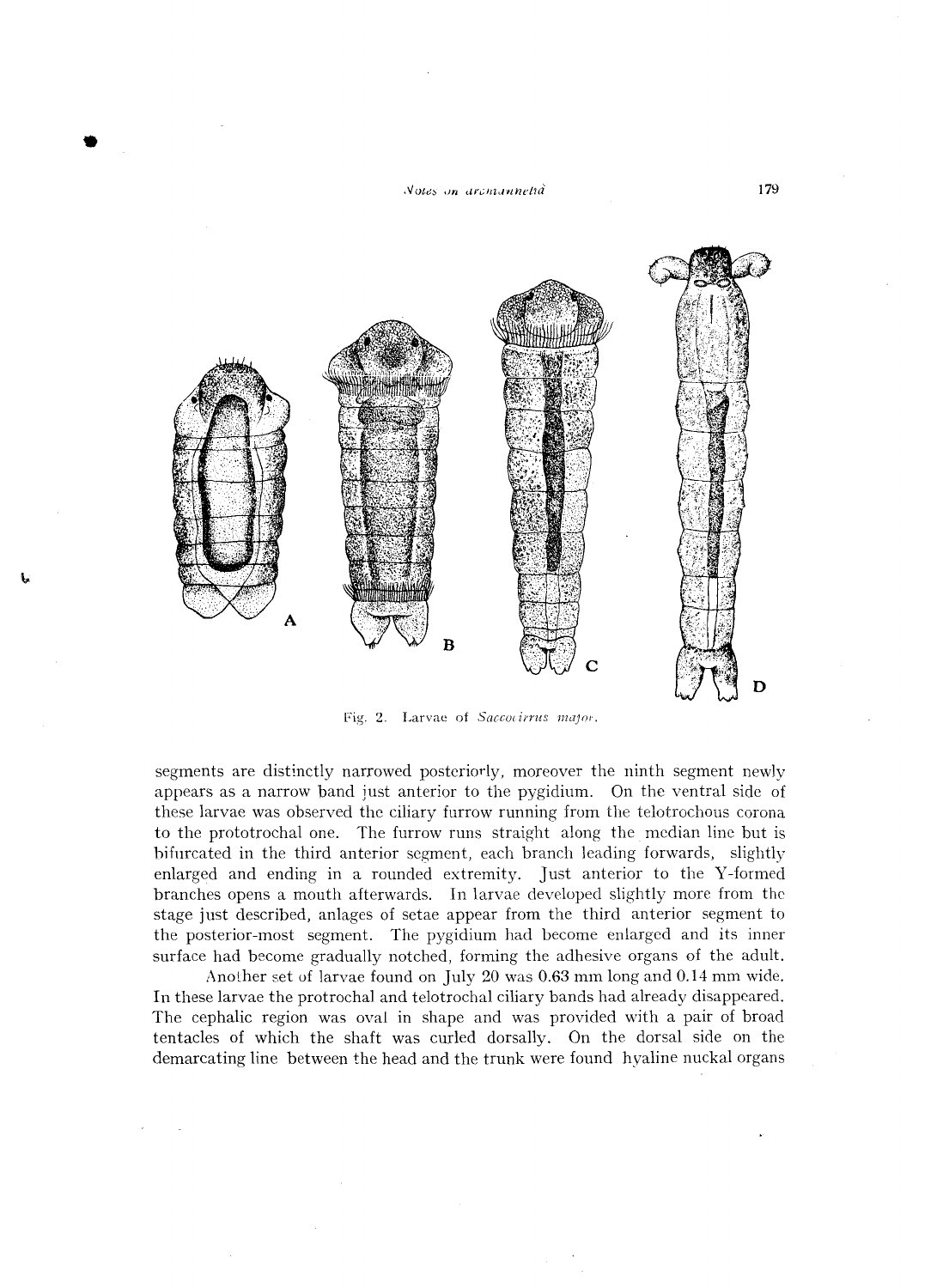Fig. 2. Larvae of *Saccocirrus major*.

segments are distinctly narrowed posteriorly, moreover the ninth segment newly appears as a narrow band just anterior to the pygidium. On the ventral side of these larvae was observed the ciliary furrow running from the telotrochous corona to the prototrochal one. The furrow runs straight along the median line but is bifurcated in the third anterior segment, each branch leading forwards, slightly enlarged and ending in a rounded extremity. Just anterior to the Y-formed branches opens a mouth afterwards. In larvae developed slightly more from the stage just described, anlages of setae appear from the third anterior segment to the posterior-most segment. The pygidium had become enlarged and its inner surface had become gradually notched, forming the adhesive organs of the adult.

Another set of larvae found on July 20 was 0.63 mm long and 0.14 mm wide. In these larvae the protrochal and telotrochal ciliary bands had already disappeared. The cephalic region was oval in shape and was provided with a pair of broad tentacles of which the shaft was curled dorsally. On the dorsal side on the demarcating line between the head and the trunk were found hyaline nuckal organs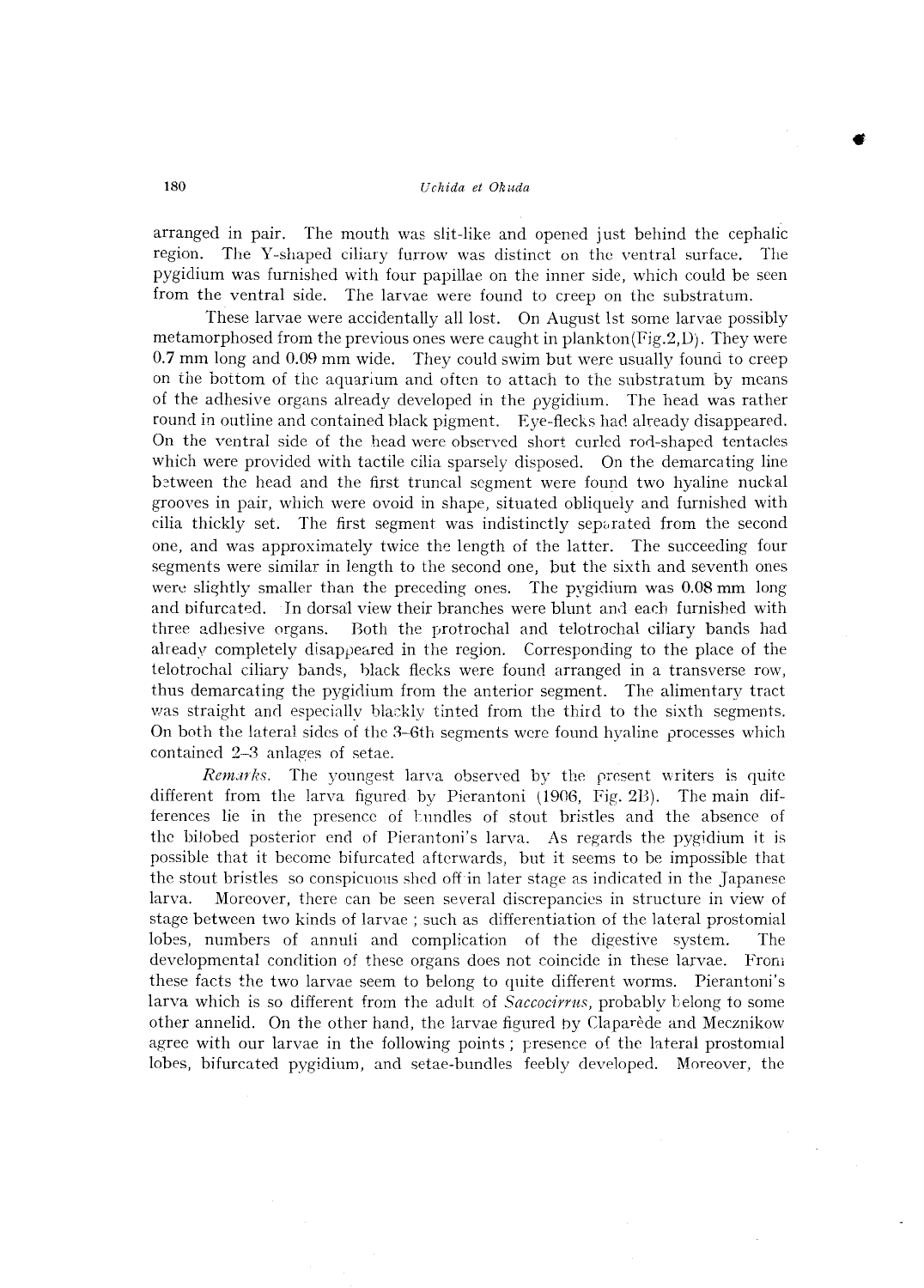arranged in pair. The mouth was slit-like and opened just behind the cephalic region. The Y-shaped ciliary furrow was distinct on the ventral surface. The pygidium was furnished with four papillae on the inner side, which could be seen from the ventral side. The larvae were found to creep on the substratum.

These larvae were accidentally all lost. On August 1st some larvae possibly metamorphosed from the previous ones were caught in plankton (Fig. 2, D). They were 0.7 mm long and 0.09 mm wide. They could swim but were usually found to creep on the bottom of the aquarium and often to attach to the substratum by means of the adhesive organs already developed in the pygidium. The head was rather round in outline and contained black pigment. Eye-flecks had already disappeared. On the ventral side of the head were observed short curled rod-shaped tentacles which were provided with tactile cilia sparsely disposed. On the demarcating line between the head and the first truncal segment were found two hyaline nuckal grooves in pair, which were ovoid in shape, situated obliquely and furnished with cilia thickly set. The first segment was indistinctly separated from the second one, and was approximately twice the length of the latter. The succeeding four segments were similar in length to the second one, but the sixth and seventh ones were slightly smaller than the preceding ones. The pygidium was 0.08 mm long and bifurcated. In dorsal view their branches were blunt and each furnished with three adhesive organs. Both the protrochal and telotrochal ciliary bands had already completely disappeared in the region. Corresponding to the place of the telotrochal ciliary bands, black flecks were found arranged in a transverse row, thus demarcating the pygidium from the anterior segment. The alimentary tract was straight and especially blackly tinted from the third to the sixth segments. On both the lateral sides of the 3–6th segments were found hyaline processes which contained 2–3 anlages of setae.

*Remarks.* The youngest larva observed by the present writers is quite different from the larva figured by Pierantoni (1906, Fig. 2B). The main differences lie in the presence of bundles of stout bristles and the absence of the bilobed posterior end of Pierantoni's larva. As regards the pygidium it is possible that it become bifurcated afterwards, but it seems to be impossible that the stout bristles so conspicuous shed off in later stage as indicated in the Japanese larva. Moreover, there can be seen several discrepancies in structure in view of stage between two kinds of larvae; such as differentiation of the lateral prostomial lobes, numbers of annuli and complication of the digestive system. The developmental condition of these organs does not coincide in these larvae. From these facts the two larvae seem to belong to quite different worms. Pierantoni's larva which is so different from the adult of *Saccocirrus*, probably belong to some other annelid. On the other hand, the larvae figured by Claparède and Mecznikow agree with our larvae in the following points; presence of the lateral prostomial lobes, bifurcated pygidium, and setae-bundles feebly developed. Moreover, the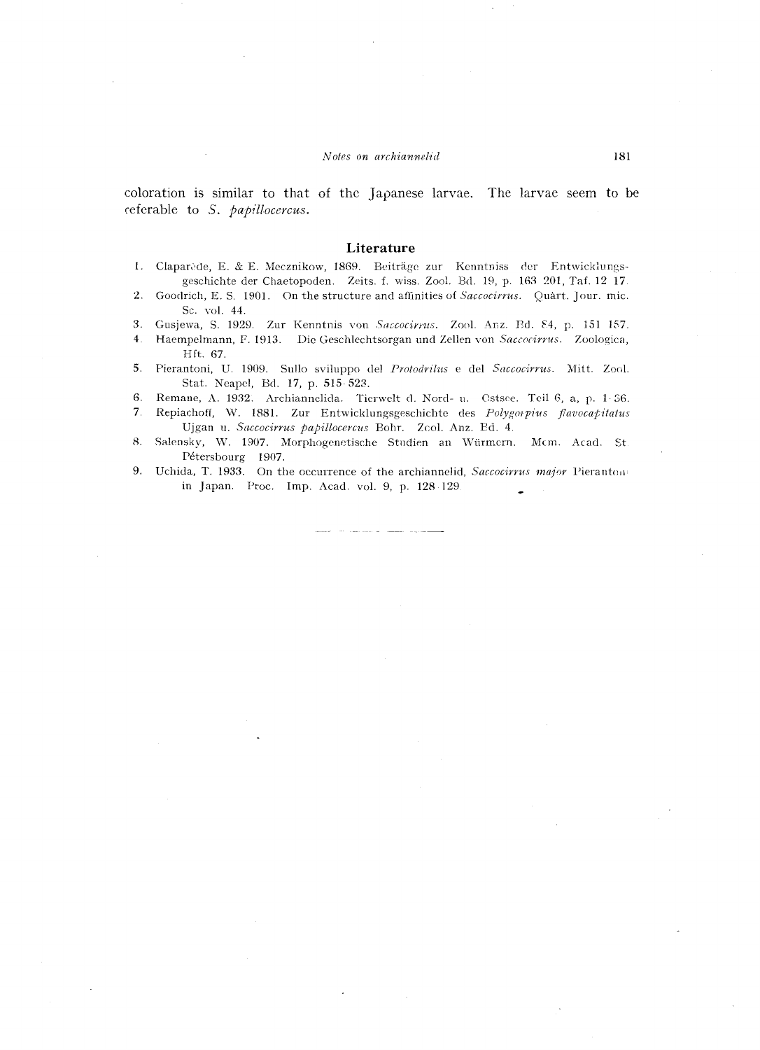coloration is similar to that of the Japanese larvae. The larvae seem to be referable to *S. papillocercus*.

## Literature

1. Claparède, E. & E. Mecznikow, 1869. Beiträge zur Kenntniss der Entwicklungsgeschichte der Chaetopoden. Zeits. f. wiss. Zool. Bd. 19, p. 163-201, Taf. 12-17.
2. Goodrich, E. S. 1901. On the structure and affinities of *Saccocirrus*. Quart. Jour. mic. Sc. vol. 44.
3. Gusjewa, S. 1929. Zur Kenntnis von *Saccocirrus*. Zool. Anz. Bd. 84, p. 151-157.
4. Haempelmann, F. 1913. Die Geschlechtsorgan und Zellen von *Saccocirrus*. Zoologica, Hft. 67.
5. Pierantoni, U. 1909. Sullo sviluppo del *Protodrilus* e del *Saccocirrus*. Mitt. Zool. Stat. Neapel, Bd. 17, p. 515-523.
6. Remane, A. 1932. Archiannelida. Tierwelt d. Nord- u. Ostsee. Teil 6, a, p. 1-36.
7. Repiachoff, W. 1881. Zur Entwicklungsgeschichte des *Polygorpius flavocapitatus* Ujgan u. *Saccocirrus papillocercus* Bohr. Zool. Anz. Bd. 4.
8. Salensky, W. 1907. Morphogenetische Studien an Würmern. Mem. Acad. St. Pétersbourg 1907.
9. Uchida, T. 1933. On the occurrence of the archiannelid, *Saccocirrus major* Pierantoni in Japan. Proc. Imp. Acad. vol. 9, p. 128-129.